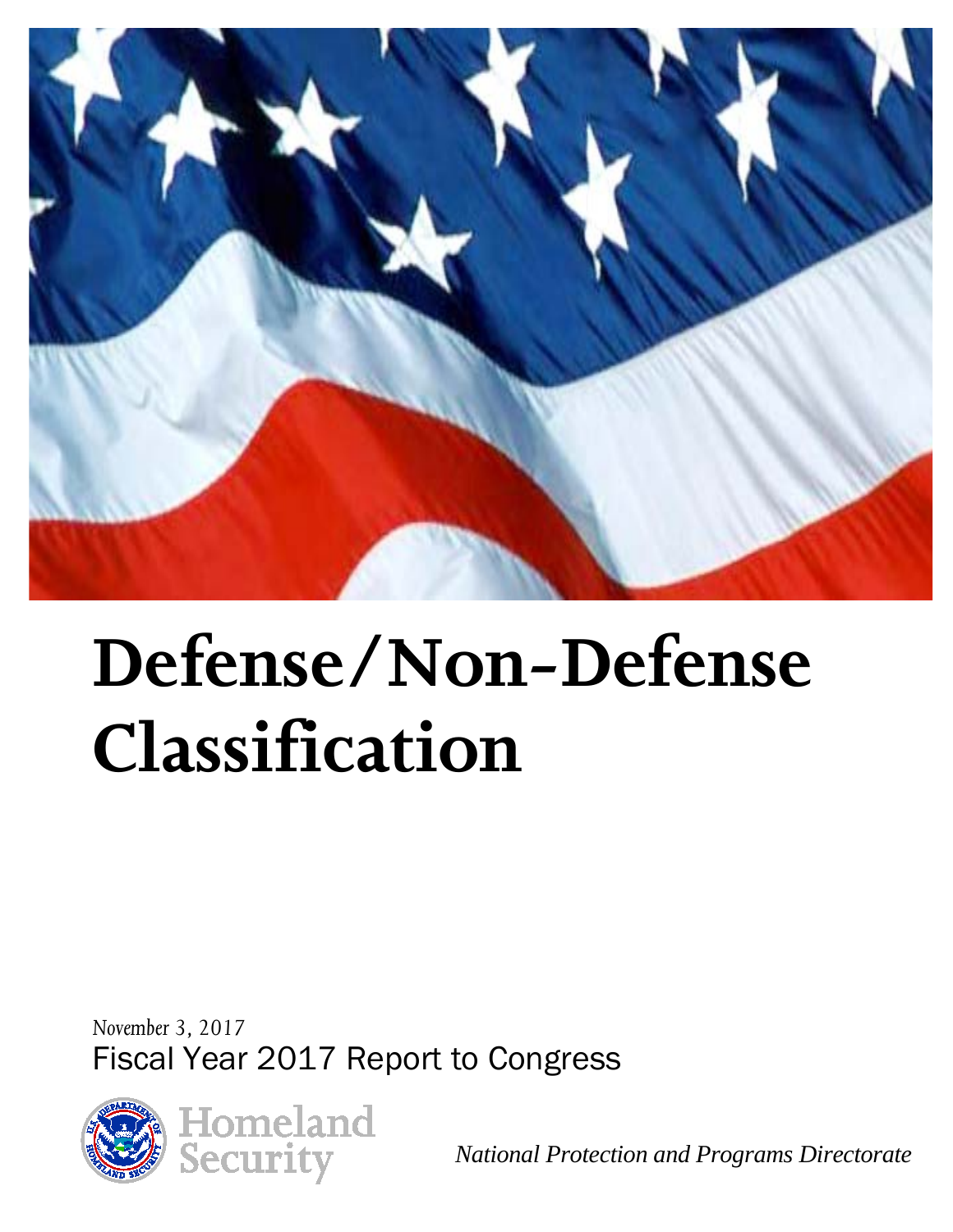# Defense/Non-Defense Classification

*November 3, 2017*

Fiscal Year 2017 Report to Congress

Homeland Security

*National Protection and Programs Directorate*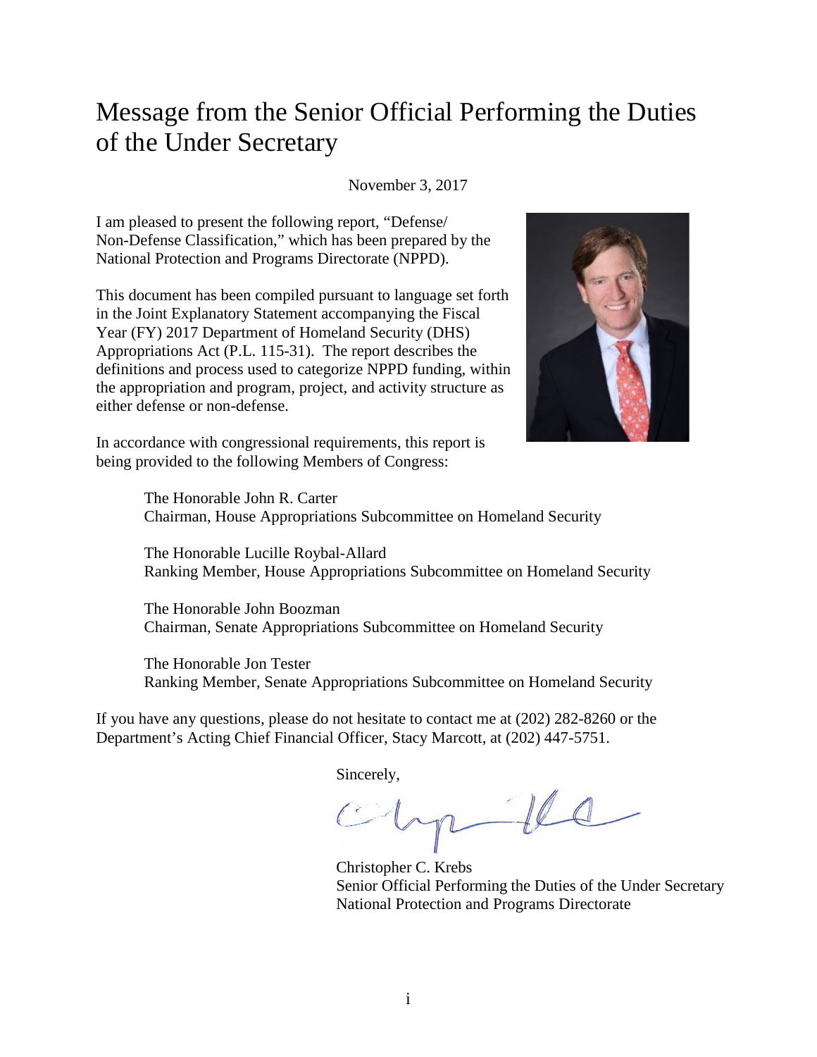# Message from the Senior Official Performing the Duties of the Under Secretary

November 3, 2017

I am pleased to present the following report, "Defense/ Non-Defense Classification," which has been prepared by the National Protection and Programs Directorate (NPPD).

This document has been compiled pursuant to language set forth in the Joint Explanatory Statement accompanying the Fiscal Year (FY) 2017 Department of Homeland Security (DHS) Appropriations Act (P.L. 115-31). The report describes the definitions and process used to categorize NPPD funding, within the appropriation and program, project, and activity structure as either defense or non-defense.

In accordance with congressional requirements, this report is being provided to the following Members of Congress:

The Honorable John R. Carter
Chairman, House Appropriations Subcommittee on Homeland Security

The Honorable Lucille Roybal-Allard
Ranking Member, House Appropriations Subcommittee on Homeland Security

The Honorable John Boozman
Chairman, Senate Appropriations Subcommittee on Homeland Security

The Honorable Jon Tester
Ranking Member, Senate Appropriations Subcommittee on Homeland Security

If you have any questions, please do not hesitate to contact me at (202) 282-8260 or the Department's Acting Chief Financial Officer, Stacy Marcott, at (202) 447-5751.

Sincerely,

Christopher C. Krebs
Senior Official Performing the Duties of the Under Secretary
National Protection and Programs Directorate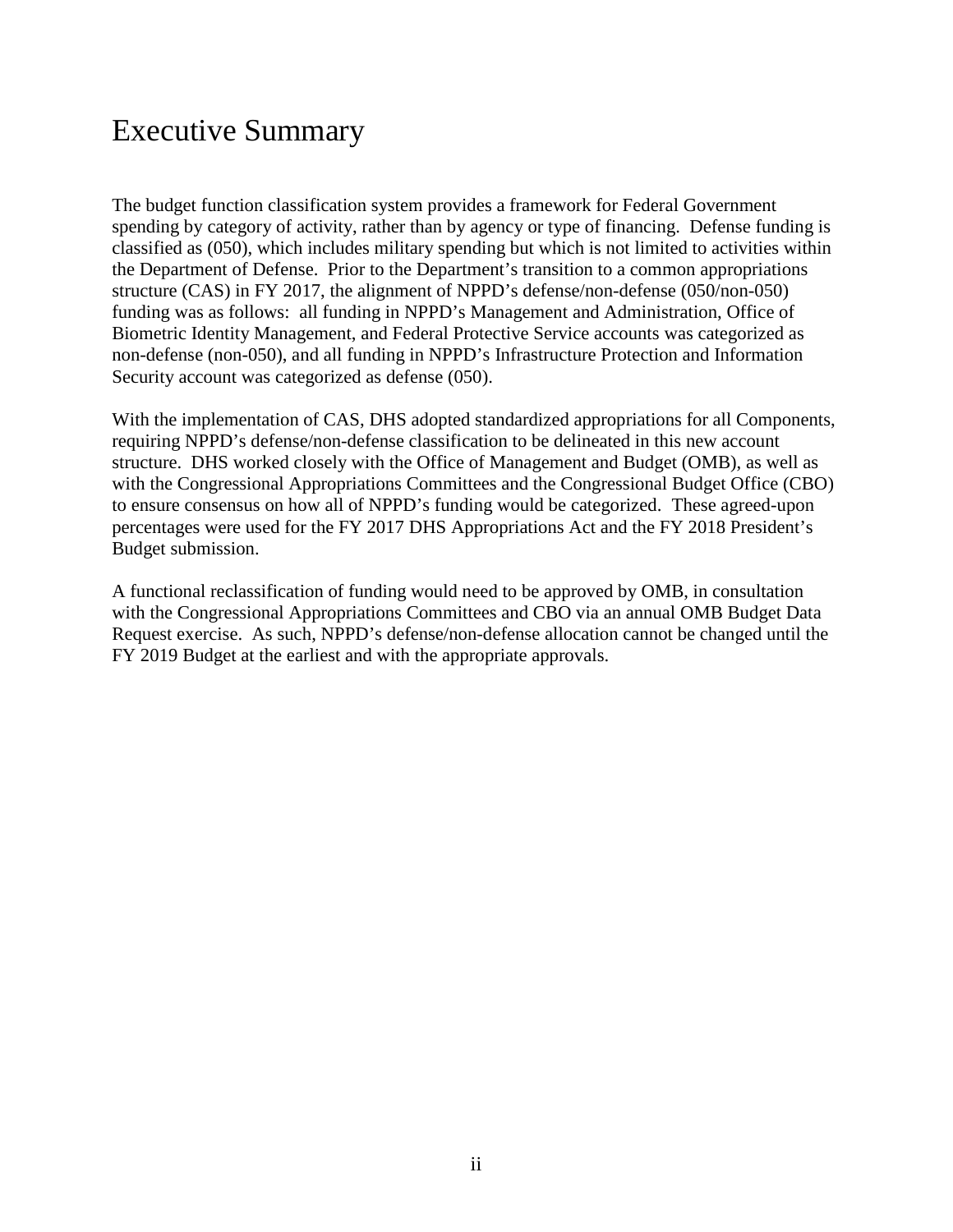# Executive Summary

The budget function classification system provides a framework for Federal Government spending by category of activity, rather than by agency or type of financing. Defense funding is classified as (050), which includes military spending but which is not limited to activities within the Department of Defense. Prior to the Department's transition to a common appropriations structure (CAS) in FY 2017, the alignment of NPPD's defense/non-defense (050/non-050) funding was as follows: all funding in NPPD's Management and Administration, Office of Biometric Identity Management, and Federal Protective Service accounts was categorized as non-defense (non-050), and all funding in NPPD's Infrastructure Protection and Information Security account was categorized as defense (050).

With the implementation of CAS, DHS adopted standardized appropriations for all Components, requiring NPPD's defense/non-defense classification to be delineated in this new account structure. DHS worked closely with the Office of Management and Budget (OMB), as well as with the Congressional Appropriations Committees and the Congressional Budget Office (CBO) to ensure consensus on how all of NPPD's funding would be categorized. These agreed-upon percentages were used for the FY 2017 DHS Appropriations Act and the FY 2018 President's Budget submission.

A functional reclassification of funding would need to be approved by OMB, in consultation with the Congressional Appropriations Committees and CBO via an annual OMB Budget Data Request exercise. As such, NPPD's defense/non-defense allocation cannot be changed until the FY 2019 Budget at the earliest and with the appropriate approvals.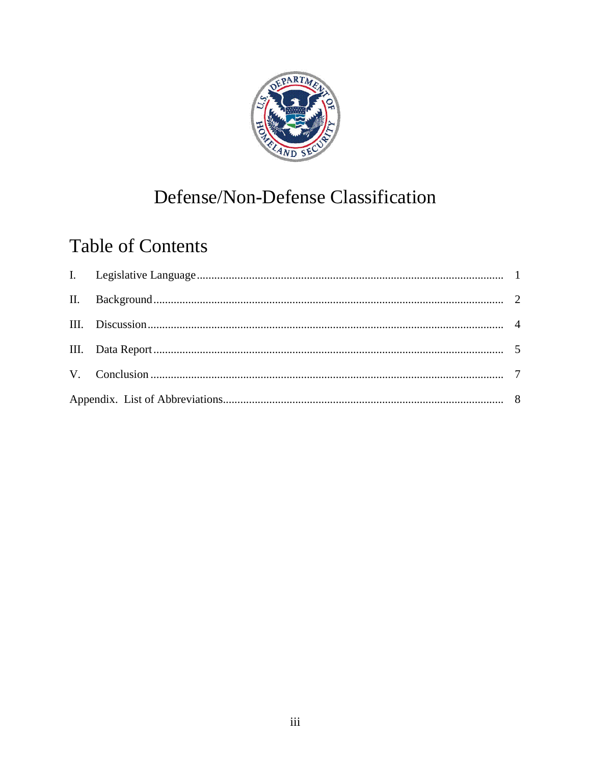# Defense/Non-Defense Classification

## Table of Contents

| | | |
|---|---|---|
| I. | Legislative Language | 1 |
| II. | Background | 2 |
| III. | Discussion | 4 |
| III. | Data Report | 5 |
| V. | Conclusion | 7 |
| Appendix. | List of Abbreviations | 8 |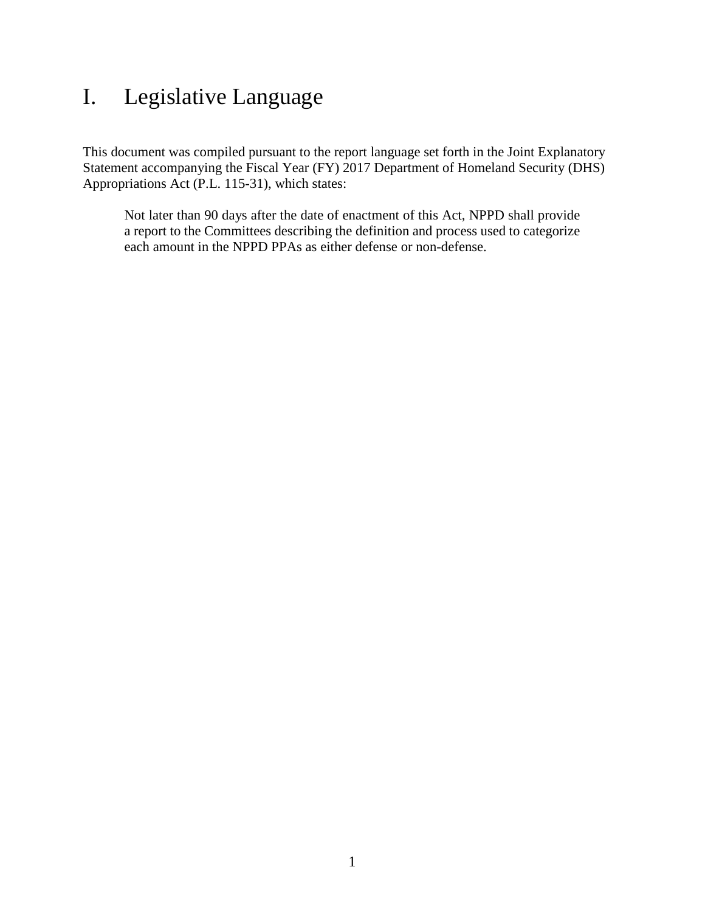# I. Legislative Language

This document was compiled pursuant to the report language set forth in the Joint Explanatory Statement accompanying the Fiscal Year (FY) 2017 Department of Homeland Security (DHS) Appropriations Act (P.L. 115-31), which states:

> Not later than 90 days after the date of enactment of this Act, NPPD shall provide a report to the Committees describing the definition and process used to categorize each amount in the NPPD PPAs as either defense or non-defense.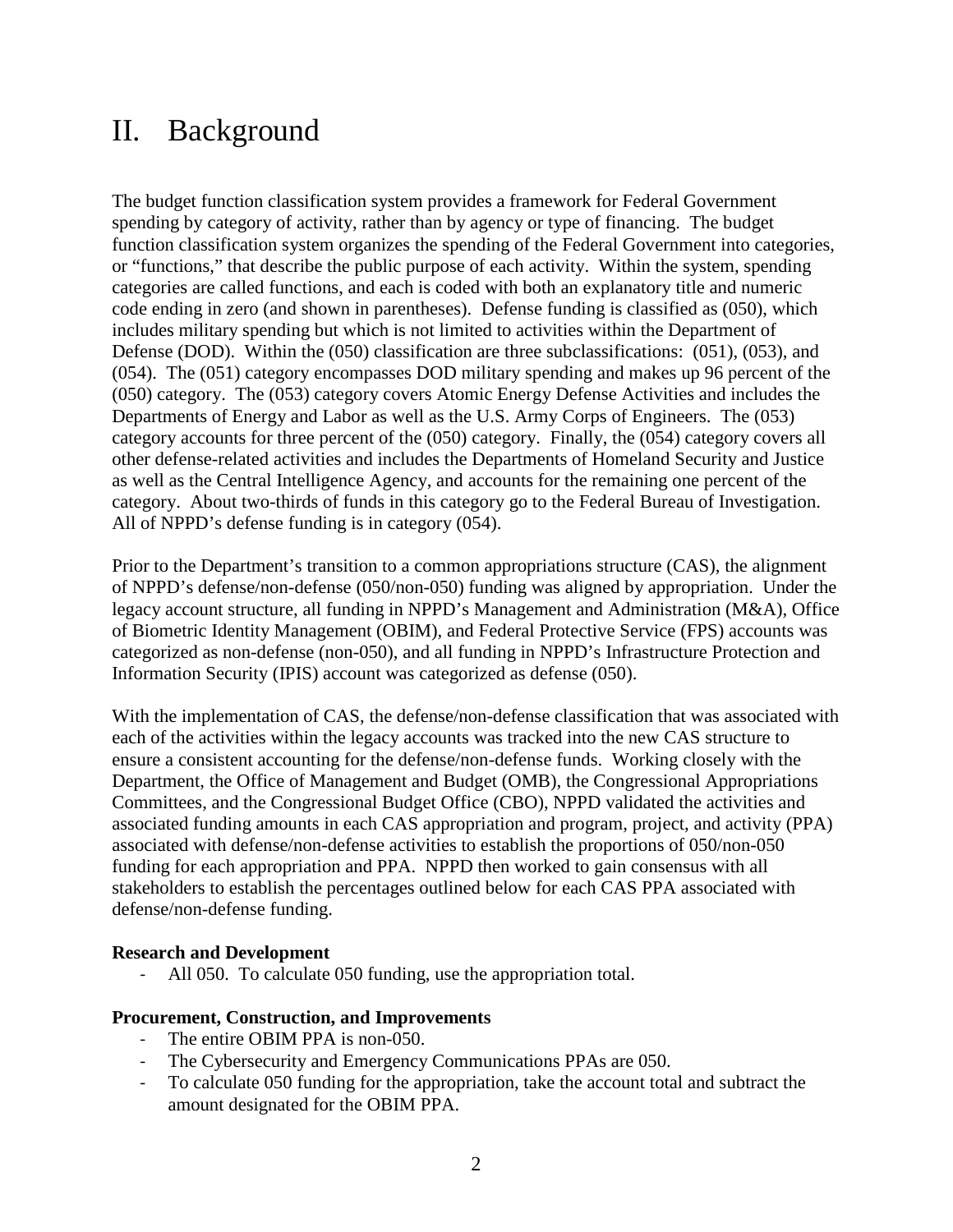# II. Background

The budget function classification system provides a framework for Federal Government spending by category of activity, rather than by agency or type of financing. The budget function classification system organizes the spending of the Federal Government into categories, or "functions," that describe the public purpose of each activity. Within the system, spending categories are called functions, and each is coded with both an explanatory title and numeric code ending in zero (and shown in parentheses). Defense funding is classified as (050), which includes military spending but which is not limited to activities within the Department of Defense (DOD). Within the (050) classification are three subclassifications: (051), (053), and (054). The (051) category encompasses DOD military spending and makes up 96 percent of the (050) category. The (053) category covers Atomic Energy Defense Activities and includes the Departments of Energy and Labor as well as the U.S. Army Corps of Engineers. The (053) category accounts for three percent of the (050) category. Finally, the (054) category covers all other defense-related activities and includes the Departments of Homeland Security and Justice as well as the Central Intelligence Agency, and accounts for the remaining one percent of the category. About two-thirds of funds in this category go to the Federal Bureau of Investigation. All of NPPD's defense funding is in category (054).

Prior to the Department's transition to a common appropriations structure (CAS), the alignment of NPPD's defense/non-defense (050/non-050) funding was aligned by appropriation. Under the legacy account structure, all funding in NPPD's Management and Administration (M&A), Office of Biometric Identity Management (OBIM), and Federal Protective Service (FPS) accounts was categorized as non-defense (non-050), and all funding in NPPD's Infrastructure Protection and Information Security (IPIS) account was categorized as defense (050).

With the implementation of CAS, the defense/non-defense classification that was associated with each of the activities within the legacy accounts was tracked into the new CAS structure to ensure a consistent accounting for the defense/non-defense funds. Working closely with the Department, the Office of Management and Budget (OMB), the Congressional Appropriations Committees, and the Congressional Budget Office (CBO), NPPD validated the activities and associated funding amounts in each CAS appropriation and program, project, and activity (PPA) associated with defense/non-defense activities to establish the proportions of 050/non-050 funding for each appropriation and PPA. NPPD then worked to gain consensus with all stakeholders to establish the percentages outlined below for each CAS PPA associated with defense/non-defense funding.

**Research and Development**

- All 050. To calculate 050 funding, use the appropriation total.

**Procurement, Construction, and Improvements**

- The entire OBIM PPA is non-050.
- The Cybersecurity and Emergency Communications PPAs are 050.
- To calculate 050 funding for the appropriation, take the account total and subtract the amount designated for the OBIM PPA.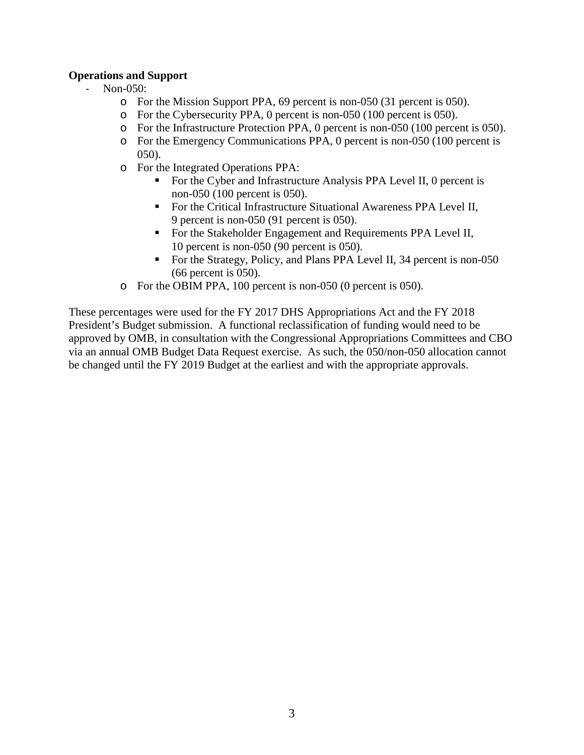**Operations and Support**

- Non-050:
  - For the Mission Support PPA, 69 percent is non-050 (31 percent is 050).
  - For the Cybersecurity PPA, 0 percent is non-050 (100 percent is 050).
  - For the Infrastructure Protection PPA, 0 percent is non-050 (100 percent is 050).
  - For the Emergency Communications PPA, 0 percent is non-050 (100 percent is 050).
  - For the Integrated Operations PPA:
    - For the Cyber and Infrastructure Analysis PPA Level II, 0 percent is non-050 (100 percent is 050).
    - For the Critical Infrastructure Situational Awareness PPA Level II, 9 percent is non-050 (91 percent is 050).
    - For the Stakeholder Engagement and Requirements PPA Level II, 10 percent is non-050 (90 percent is 050).
    - For the Strategy, Policy, and Plans PPA Level II, 34 percent is non-050 (66 percent is 050).
  - For the OBIM PPA, 100 percent is non-050 (0 percent is 050).

These percentages were used for the FY 2017 DHS Appropriations Act and the FY 2018 President's Budget submission. A functional reclassification of funding would need to be approved by OMB, in consultation with the Congressional Appropriations Committees and CBO via an annual OMB Budget Data Request exercise. As such, the 050/non-050 allocation cannot be changed until the FY 2019 Budget at the earliest and with the appropriate approvals.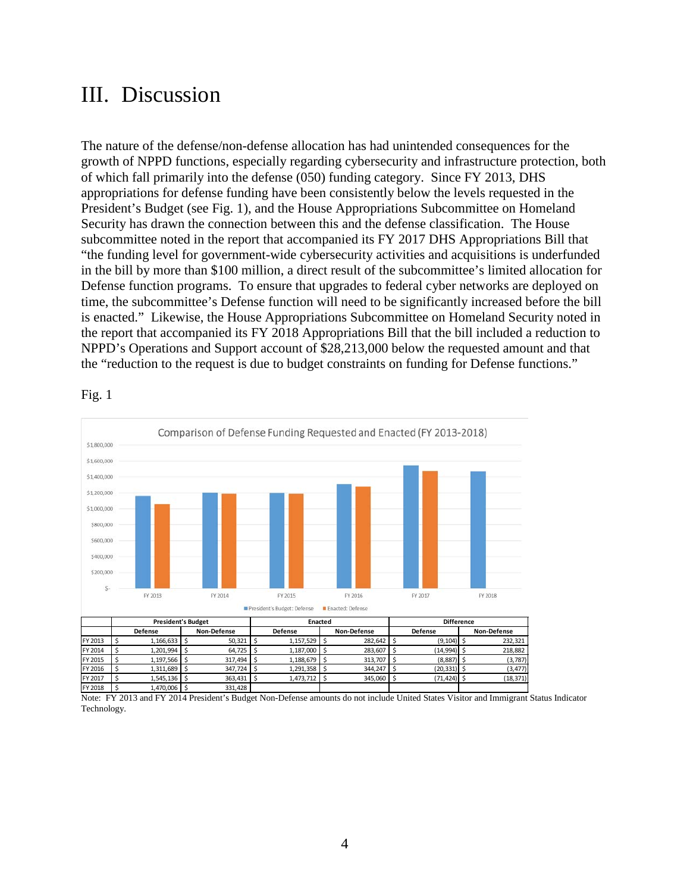# III. Discussion

The nature of the defense/non-defense allocation has had unintended consequences for the growth of NPPD functions, especially regarding cybersecurity and infrastructure protection, both of which fall primarily into the defense (050) funding category. Since FY 2013, DHS appropriations for defense funding have been consistently below the levels requested in the President's Budget (see Fig. 1), and the House Appropriations Subcommittee on Homeland Security has drawn the connection between this and the defense classification. The House subcommittee noted in the report that accompanied its FY 2017 DHS Appropriations Bill that "the funding level for government-wide cybersecurity activities and acquisitions is underfunded in the bill by more than $100 million, a direct result of the subcommittee's limited allocation for Defense function programs. To ensure that upgrades to federal cyber networks are deployed on time, the subcommittee's Defense function will need to be significantly increased before the bill is enacted." Likewise, the House Appropriations Subcommittee on Homeland Security noted in the report that accompanied its FY 2018 Appropriations Bill that the bill included a reduction to NPPD's Operations and Support account of $28,213,000 below the requested amount and that the "reduction to the request is due to budget constraints on funding for Defense functions."

Fig. 1

Comparison of Defense Funding Requested and Enacted (FY 2013-2018)

| | President's Budget | | Enacted | | Difference | |
|---|---|---|---|---|---|---|
| | Defense | Non-Defense | Defense | Non-Defense | Defense | Non-Defense |
| FY 2013 | $ 1,166,633 | $ 50,321 | $ 1,157,529 | $ 282,642 | $ (9,104) | $ 232,321 |
| FY 2014 | $ 1,201,994 | $ 64,725 | $ 1,187,000 | $ 283,607 | $ (14,994) | $ 218,882 |
| FY 2015 | $ 1,197,566 | $ 317,494 | $ 1,188,679 | $ 313,707 | $ (8,887) | $ (3,787) |
| FY 2016 | $ 1,311,689 | $ 347,724 | $ 1,291,358 | $ 344,247 | $ (20,331) | $ (3,477) |
| FY 2017 | $ 1,545,136 | $ 363,431 | $ 1,473,712 | $ 345,060 | $ (71,424) | $ (18,371) |
| FY 2018 | $ 1,470,006 | $ 331,428 | | | | |

Note: FY 2013 and FY 2014 President's Budget Non-Defense amounts do not include United States Visitor and Immigrant Status Indicator Technology.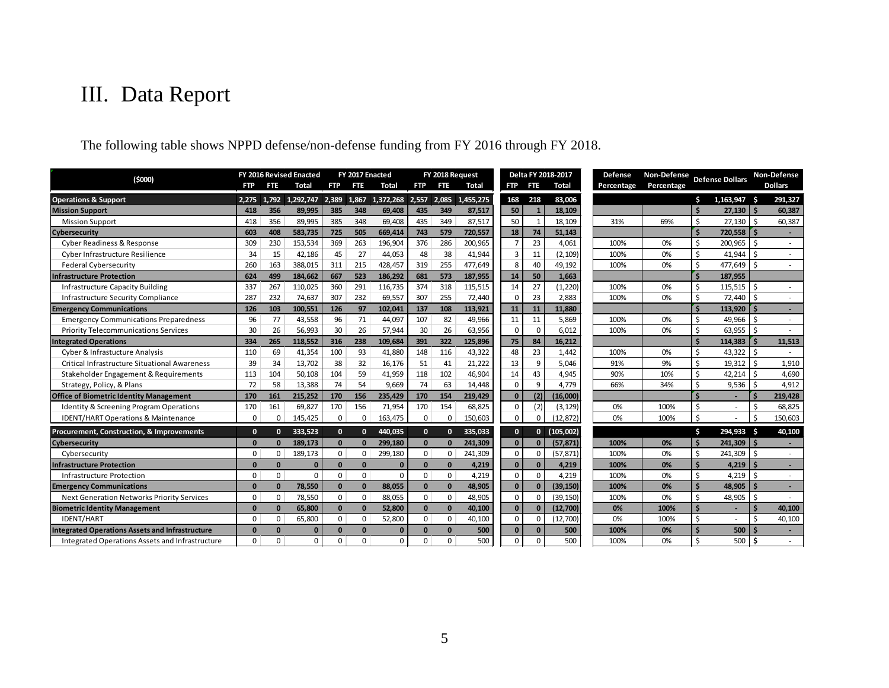# III. Data Report

The following table shows NPPD defense/non-defense funding from FY 2016 through FY 2018.

| ($000) | FY 2016 Revised Enacted | | | FY 2017 Enacted | | | FY 2018 Request | | | Delta FY 2018-2017 | | | Defense | Non-Defense | Defense Dollars | Non-Defense |
|---|---|---|---|---|---|---|---|---|---|---|---|---|---|---|---|---|
| | FTP | FTE | Total | FTP | FTE | Total | FTP | FTE | Total | FTP | FTE | Total | Percentage | Percentage | | Dollars |
| **Operations & Support** | **2,275** | **1,792** | **1,292,747** | **2,389** | **1,867** | **1,372,268** | **2,557** | **2,085** | **1,455,275** | **168** | **218** | **83,006** | | | **$ 1,163,947** | **$ 291,327** |
| **Mission Support** | **418** | **356** | **89,995** | **385** | **348** | **69,408** | **435** | **349** | **87,517** | **50** | **1** | **18,109** | | | **$ 27,130** | **$ 60,387** |
| Mission Support | 418 | 356 | 89,995 | 385 | 348 | 69,408 | 435 | 349 | 87,517 | 50 | 1 | 18,109 | 31% | 69% | $ 27,130 | $ 60,387 |
| **Cybersecurity** | **603** | **408** | **583,735** | **725** | **505** | **669,414** | **743** | **579** | **720,557** | **18** | **74** | **51,143** | | | **$ 720,558** | **$ -** |
| Cyber Readiness & Response | 309 | 230 | 153,534 | 369 | 263 | 196,904 | 376 | 286 | 200,965 | 7 | 23 | 4,061 | 100% | 0% | $ 200,965 | $ - |
| Cyber Infrastructure Resilience | 34 | 15 | 42,186 | 45 | 27 | 44,053 | 48 | 38 | 41,944 | 3 | 11 | (2,109) | 100% | 0% | $ 41,944 | $ - |
| Federal Cybersecurity | 260 | 163 | 388,015 | 311 | 215 | 428,457 | 319 | 255 | 477,649 | 8 | 40 | 49,192 | 100% | 0% | $ 477,649 | $ - |
| **Infrastructure Protection** | **624** | **499** | **184,662** | **667** | **523** | **186,292** | **681** | **573** | **187,955** | **14** | **50** | **1,663** | | | **$ 187,955** | |
| Infrastructure Capacity Building | 337 | 267 | 110,025 | 360 | 291 | 116,735 | 374 | 318 | 115,515 | 14 | 27 | (1,220) | 100% | 0% | $ 115,515 | $ - |
| Infrastructure Security Compliance | 287 | 232 | 74,637 | 307 | 232 | 69,557 | 307 | 255 | 72,440 | 0 | 23 | 2,883 | 100% | 0% | $ 72,440 | $ - |
| **Emergency Communications** | **126** | **103** | **100,551** | **126** | **97** | **102,041** | **137** | **108** | **113,921** | **11** | **11** | **11,880** | | | **$ 113,920** | **$ -** |
| Emergency Communications Preparedness | 96 | 77 | 43,558 | 96 | 71 | 44,097 | 107 | 82 | 49,966 | 11 | 11 | 5,869 | 100% | 0% | $ 49,966 | $ - |
| Priority Telecommunications Services | 30 | 26 | 56,993 | 30 | 26 | 57,944 | 30 | 26 | 63,956 | 0 | 0 | 6,012 | 100% | 0% | $ 63,955 | $ - |
| **Integrated Operations** | **334** | **265** | **118,552** | **316** | **238** | **109,684** | **391** | **322** | **125,896** | **75** | **84** | **16,212** | | | **$ 114,383** | **$ 11,513** |
| Cyber & Infrastructure Analysis | 110 | 69 | 41,354 | 100 | 93 | 41,880 | 148 | 116 | 43,322 | 48 | 23 | 1,442 | 100% | 0% | $ 43,322 | $ - |
| Critical Infrastructure Situational Awareness | 39 | 34 | 13,702 | 38 | 32 | 16,176 | 51 | 41 | 21,222 | 13 | 9 | 5,046 | 91% | 9% | $ 19,312 | $ 1,910 |
| Stakeholder Engagement & Requirements | 113 | 104 | 50,108 | 104 | 59 | 41,959 | 118 | 102 | 46,904 | 14 | 43 | 4,945 | 90% | 10% | $ 42,214 | $ 4,690 |
| Strategy, Policy, & Plans | 72 | 58 | 13,388 | 74 | 54 | 9,669 | 74 | 63 | 14,448 | 0 | 9 | 4,779 | 66% | 34% | $ 9,536 | $ 4,912 |
| **Office of Biometric Identity Management** | **170** | **161** | **215,252** | **170** | **156** | **235,429** | **170** | **154** | **219,429** | **0** | **(2)** | **(16,000)** | | | **$ -** | **$ 219,428** |
| Identity & Screening Program Operations | 170 | 161 | 69,827 | 170 | 156 | 71,954 | 170 | 154 | 68,825 | 0 | (2) | (3,129) | 0% | 100% | $ - | $ 68,825 |
| IDENT/HART Operations & Maintenance | 0 | 0 | 145,425 | 0 | 0 | 163,475 | 0 | 0 | 150,603 | 0 | 0 | (12,872) | 0% | 100% | $ - | $ 150,603 |
| **Procurement, Construction, & Improvements** | **0** | **0** | **333,523** | **0** | **0** | **440,035** | **0** | **0** | **335,033** | **0** | **0** | **(105,002)** | | | **$ 294,933** | **$ 40,100** |
| **Cybersecurity** | **0** | **0** | **189,173** | **0** | **0** | **299,180** | **0** | **0** | **241,309** | **0** | **0** | **(57,871)** | **100%** | **0%** | **$ 241,309** | **$ -** |
| Cybersecurity | 0 | 0 | 189,173 | 0 | 0 | 299,180 | 0 | 0 | 241,309 | 0 | 0 | (57,871) | 100% | 0% | $ 241,309 | $ - |
| **Infrastructure Protection** | **0** | **0** | **0** | **0** | **0** | **0** | **0** | **0** | **4,219** | **0** | **0** | **4,219** | **100%** | **0%** | **$ 4,219** | **$ -** |
| Infrastructure Protection | 0 | 0 | 0 | 0 | 0 | 0 | 0 | 0 | 4,219 | 0 | 0 | 4,219 | 100% | 0% | $ 4,219 | $ - |
| **Emergency Communications** | **0** | **0** | **78,550** | **0** | **0** | **88,055** | **0** | **0** | **48,905** | **0** | **0** | **(39,150)** | **100%** | **0%** | **$ 48,905** | **$ -** |
| Next Generation Networks Priority Services | 0 | 0 | 78,550 | 0 | 0 | 88,055 | 0 | 0 | 48,905 | 0 | 0 | (39,150) | 100% | 0% | $ 48,905 | $ - |
| **Biometric Identity Management** | **0** | **0** | **65,800** | **0** | **0** | **52,800** | **0** | **0** | **40,100** | **0** | **0** | **(12,700)** | **0%** | **100%** | **$ -** | **$ 40,100** |
| IDENT/HART | 0 | 0 | 65,800 | 0 | 0 | 52,800 | 0 | 0 | 40,100 | 0 | 0 | (12,700) | 0% | 100% | $ - | $ 40,100 |
| **Integrated Operations Assets and Infrastructure** | **0** | **0** | **0** | **0** | **0** | **0** | **0** | **0** | **500** | **0** | **0** | **500** | **100%** | **0%** | **$ 500** | **$ -** |
| Integrated Operations Assets and Infrastructure | 0 | 0 | 0 | 0 | 0 | 0 | 0 | 0 | 500 | 0 | 0 | 500 | 100% | 0% | $ 500 | $ - |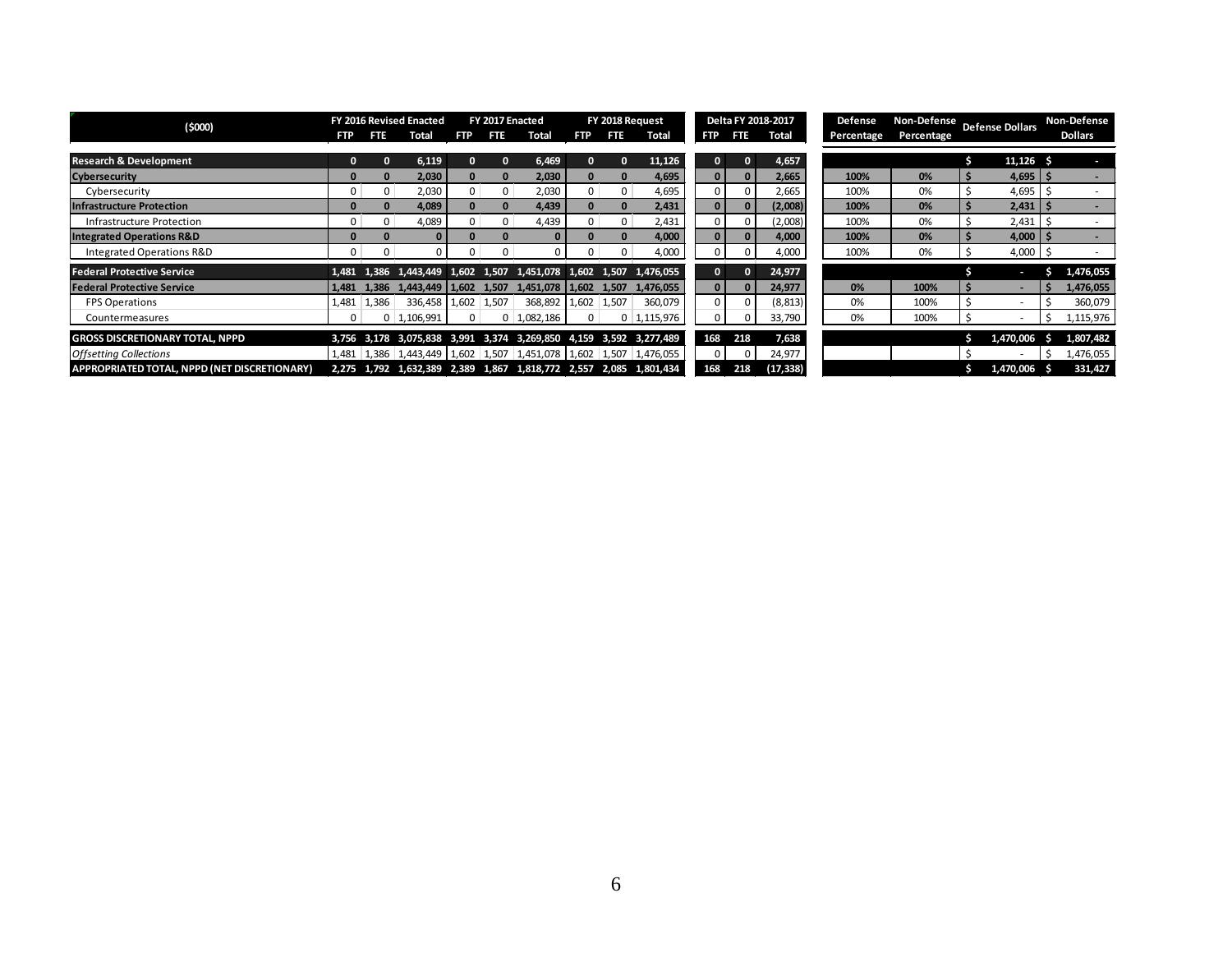| ($000) | FY 2016 Revised Enacted | | | FY 2017 Enacted | | | FY 2018 Request | | | Delta FY 2018-2017 | | | Defense Percentage | Non-Defense Percentage | Defense Dollars | Non-Defense Dollars |
|---|---|---|---|---|---|---|---|---|---|---|---|---|---|---|---|---|
| | FTP | FTE | Total | FTP | FTE | Total | FTP | FTE | Total | FTP | FTE | Total | | | | |
| **Research & Development** | **0** | **0** | **6,119** | **0** | **0** | **6,469** | **0** | **0** | **11,126** | **0** | **0** | **4,657** | | | **$ 11,126** | **$ -** |
| **Cybersecurity** | **0** | **0** | **2,030** | **0** | **0** | **2,030** | **0** | **0** | **4,695** | **0** | **0** | **2,665** | **100%** | **0%** | **$ 4,695** | **$ -** |
| Cybersecurity | 0 | 0 | 2,030 | 0 | 0 | 2,030 | 0 | 0 | 4,695 | 0 | 0 | 2,665 | 100% | 0% | $ 4,695 | $ - |
| **Infrastructure Protection** | **0** | **0** | **4,089** | **0** | **0** | **4,439** | **0** | **0** | **2,431** | **0** | **0** | **(2,008)** | **100%** | **0%** | **$ 2,431** | **$ -** |
| Infrastructure Protection | 0 | 0 | 4,089 | 0 | 0 | 4,439 | 0 | 0 | 2,431 | 0 | 0 | (2,008) | 100% | 0% | $ 2,431 | $ - |
| **Integrated Operations R&D** | **0** | **0** | **0** | **0** | **0** | **0** | **0** | **0** | **4,000** | **0** | **0** | **4,000** | **100%** | **0%** | **$ 4,000** | **$ -** |
| Integrated Operations R&D | 0 | 0 | 0 | 0 | 0 | 0 | 0 | 0 | 4,000 | 0 | 0 | 4,000 | 100% | 0% | $ 4,000 | $ - |
| **Federal Protective Service** | **1,481** | **1,386** | **1,443,449** | **1,602** | **1,507** | **1,451,078** | **1,602** | **1,507** | **1,476,055** | **0** | **0** | **24,977** | | | **$ -** | **$ 1,476,055** |
| **Federal Protective Service** | **1,481** | **1,386** | **1,443,449** | **1,602** | **1,507** | **1,451,078** | **1,602** | **1,507** | **1,476,055** | **0** | **0** | **24,977** | **0%** | **100%** | **$ -** | **$ 1,476,055** |
| FPS Operations | 1,481 | 1,386 | 336,458 | 1,602 | 1,507 | 368,892 | 1,602 | 1,507 | 360,079 | 0 | 0 | (8,813) | 0% | 100% | $ - | $ 360,079 |
| Countermeasures | 0 | 0 | 1,106,991 | 0 | 0 | 1,082,186 | 0 | 0 | 1,115,976 | 0 | 0 | 33,790 | 0% | 100% | $ - | $ 1,115,976 |
| **GROSS DISCRETIONARY TOTAL, NPPD** | **3,756** | **3,178** | **3,075,838** | **3,991** | **3,374** | **3,269,850** | **4,159** | **3,592** | **3,277,489** | **168** | **218** | **7,638** | | | **$ 1,470,006** | **$ 1,807,482** |
| *Offsetting Collections* | 1,481 | 1,386 | 1,443,449 | 1,602 | 1,507 | 1,451,078 | 1,602 | 1,507 | 1,476,055 | 0 | 0 | 24,977 | | | $ - | $ 1,476,055 |
| **APPROPRIATED TOTAL, NPPD (NET DISCRETIONARY)** | **2,275** | **1,792** | **1,632,389** | **2,389** | **1,867** | **1,818,772** | **2,557** | **2,085** | **1,801,434** | **168** | **218** | **(17,338)** | | | **$ 1,470,006** | **$ 331,427** |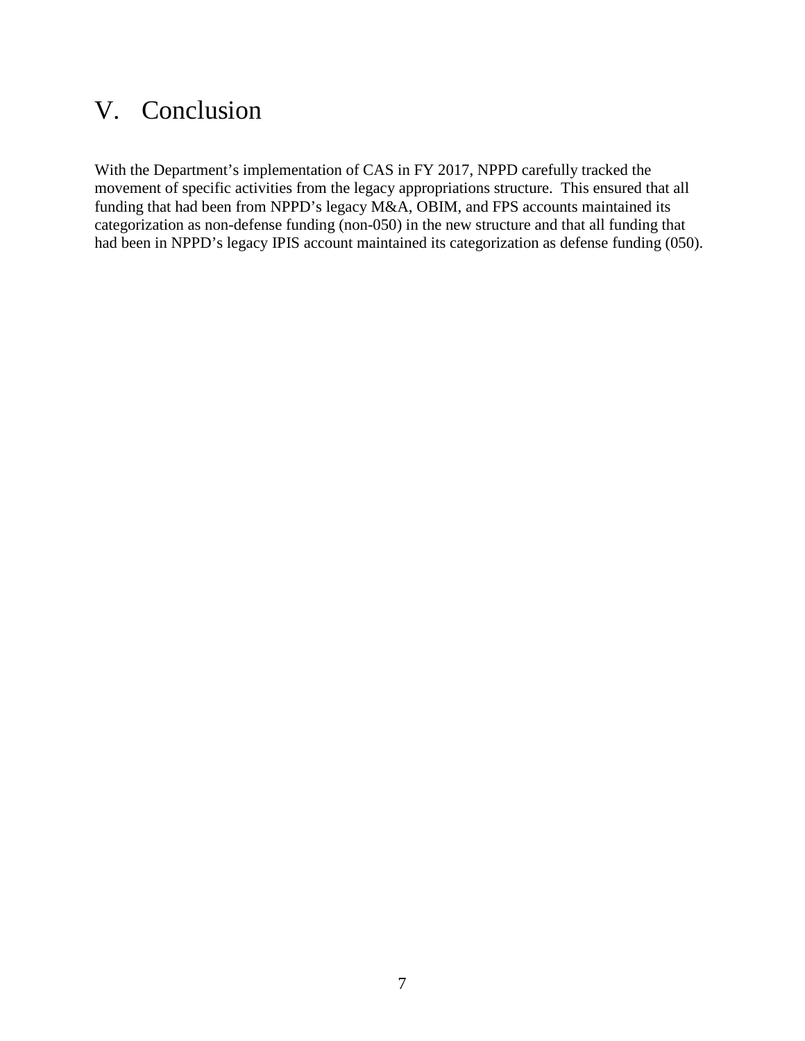# V. Conclusion

With the Department's implementation of CAS in FY 2017, NPPD carefully tracked the movement of specific activities from the legacy appropriations structure. This ensured that all funding that had been from NPPD's legacy M&A, OBIM, and FPS accounts maintained its categorization as non-defense funding (non-050) in the new structure and that all funding that had been in NPPD's legacy IPIS account maintained its categorization as defense funding (050).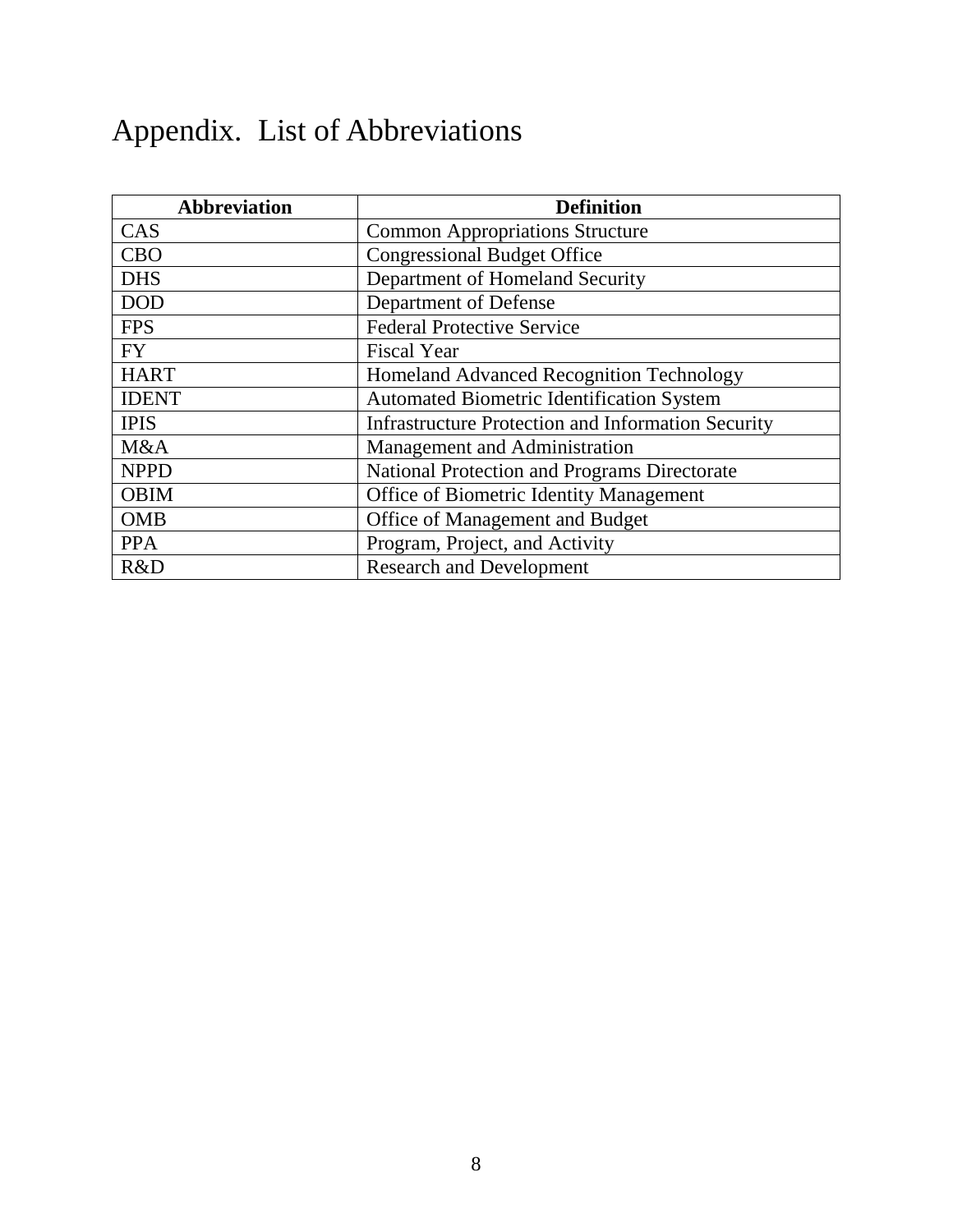# Appendix. List of Abbreviations

| Abbreviation | Definition |
| --- | --- |
| CAS | Common Appropriations Structure |
| CBO | Congressional Budget Office |
| DHS | Department of Homeland Security |
| DOD | Department of Defense |
| FPS | Federal Protective Service |
| FY | Fiscal Year |
| HART | Homeland Advanced Recognition Technology |
| IDENT | Automated Biometric Identification System |
| IPIS | Infrastructure Protection and Information Security |
| M&A | Management and Administration |
| NPPD | National Protection and Programs Directorate |
| OBIM | Office of Biometric Identity Management |
| OMB | Office of Management and Budget |
| PPA | Program, Project, and Activity |
| R&D | Research and Development |